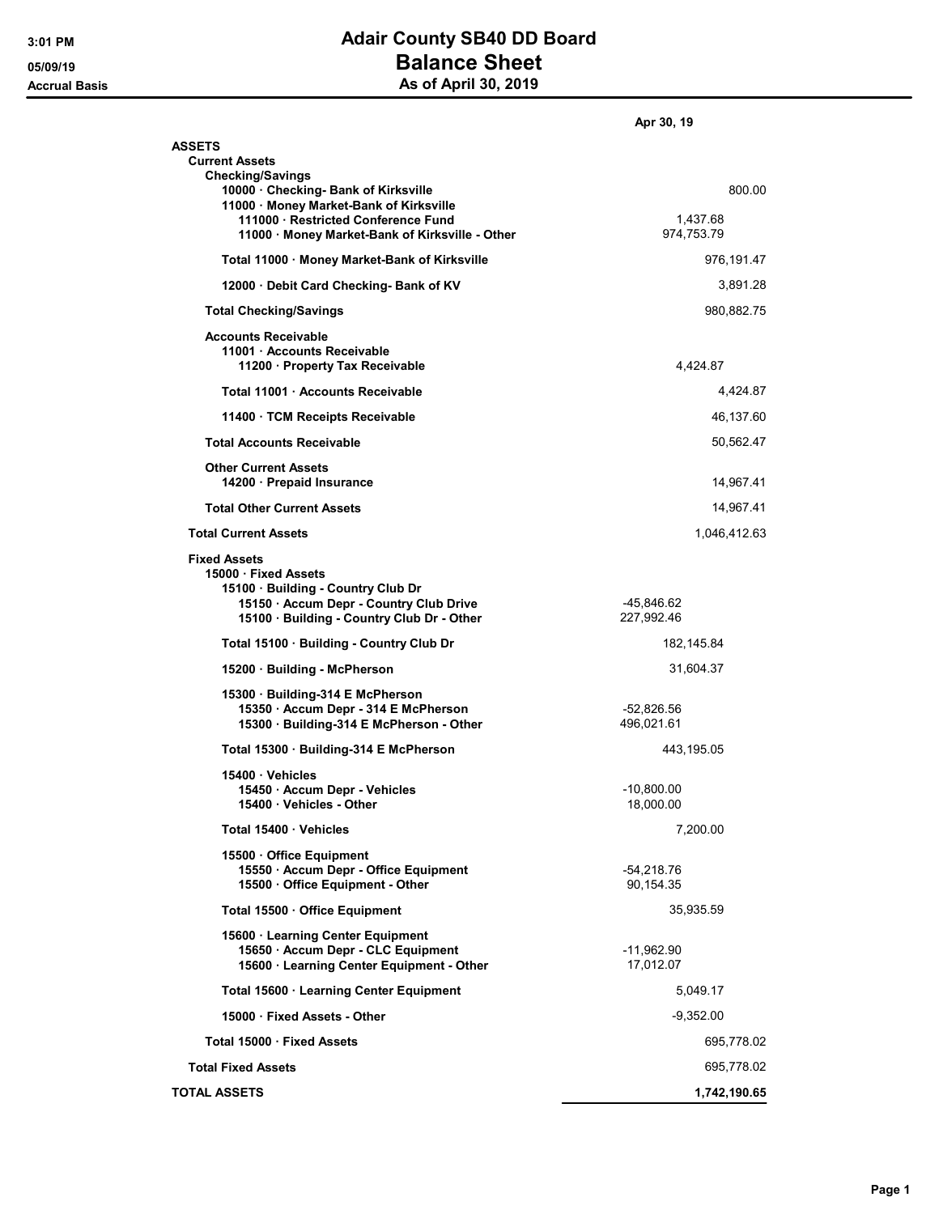# Adair County SB40 DD Board

## Balance Sheet

### As of April 30, 2019

3:01 PM
05/09/19
Accrual Basis

| | | Apr 30, 19 |
|---|---|---|
| **ASSETS** | | |
| **Current Assets** | | |
| **Checking/Savings** | | |
| **10000 · Checking- Bank of Kirksville** | | 800.00 |
| **11000 · Money Market-Bank of Kirksville** | | |
| **111000 · Restricted Conference Fund** | 1,437.68 | |
| **11000 · Money Market-Bank of Kirksville - Other** | 974,753.79 | |
| **Total 11000 · Money Market-Bank of Kirksville** | | 976,191.47 |
| **12000 · Debit Card Checking- Bank of KV** | | 3,891.28 |
| **Total Checking/Savings** | | 980,882.75 |
| **Accounts Receivable** | | |
| **11001 · Accounts Receivable** | | |
| **11200 · Property Tax Receivable** | 4,424.87 | |
| **Total 11001 · Accounts Receivable** | | 4,424.87 |
| **11400 · TCM Receipts Receivable** | | 46,137.60 |
| **Total Accounts Receivable** | | 50,562.47 |
| **Other Current Assets** | | |
| **14200 · Prepaid Insurance** | | 14,967.41 |
| **Total Other Current Assets** | | 14,967.41 |
| **Total Current Assets** | | 1,046,412.63 |
| **Fixed Assets** | | |
| **15000 · Fixed Assets** | | |
| **15100 · Building - Country Club Dr** | | |
| **15150 · Accum Depr - Country Club Drive** | -45,846.62 | |
| **15100 · Building - Country Club Dr - Other** | 227,992.46 | |
| **Total 15100 · Building - Country Club Dr** | 182,145.84 | |
| **15200 · Building - McPherson** | 31,604.37 | |
| **15300 · Building-314 E McPherson** | | |
| **15350 · Accum Depr - 314 E McPherson** | -52,826.56 | |
| **15300 · Building-314 E McPherson - Other** | 496,021.61 | |
| **Total 15300 · Building-314 E McPherson** | 443,195.05 | |
| **15400 · Vehicles** | | |
| **15450 · Accum Depr - Vehicles** | -10,800.00 | |
| **15400 · Vehicles - Other** | 18,000.00 | |
| **Total 15400 · Vehicles** | 7,200.00 | |
| **15500 · Office Equipment** | | |
| **15550 · Accum Depr - Office Equipment** | -54,218.76 | |
| **15500 · Office Equipment - Other** | 90,154.35 | |
| **Total 15500 · Office Equipment** | 35,935.59 | |
| **15600 · Learning Center Equipment** | | |
| **15650 · Accum Depr - CLC Equipment** | -11,962.90 | |
| **15600 · Learning Center Equipment - Other** | 17,012.07 | |
| **Total 15600 · Learning Center Equipment** | 5,049.17 | |
| **15000 · Fixed Assets - Other** | -9,352.00 | |
| **Total 15000 · Fixed Assets** | | 695,778.02 |
| **Total Fixed Assets** | | 695,778.02 |
| **TOTAL ASSETS** | | **1,742,190.65** |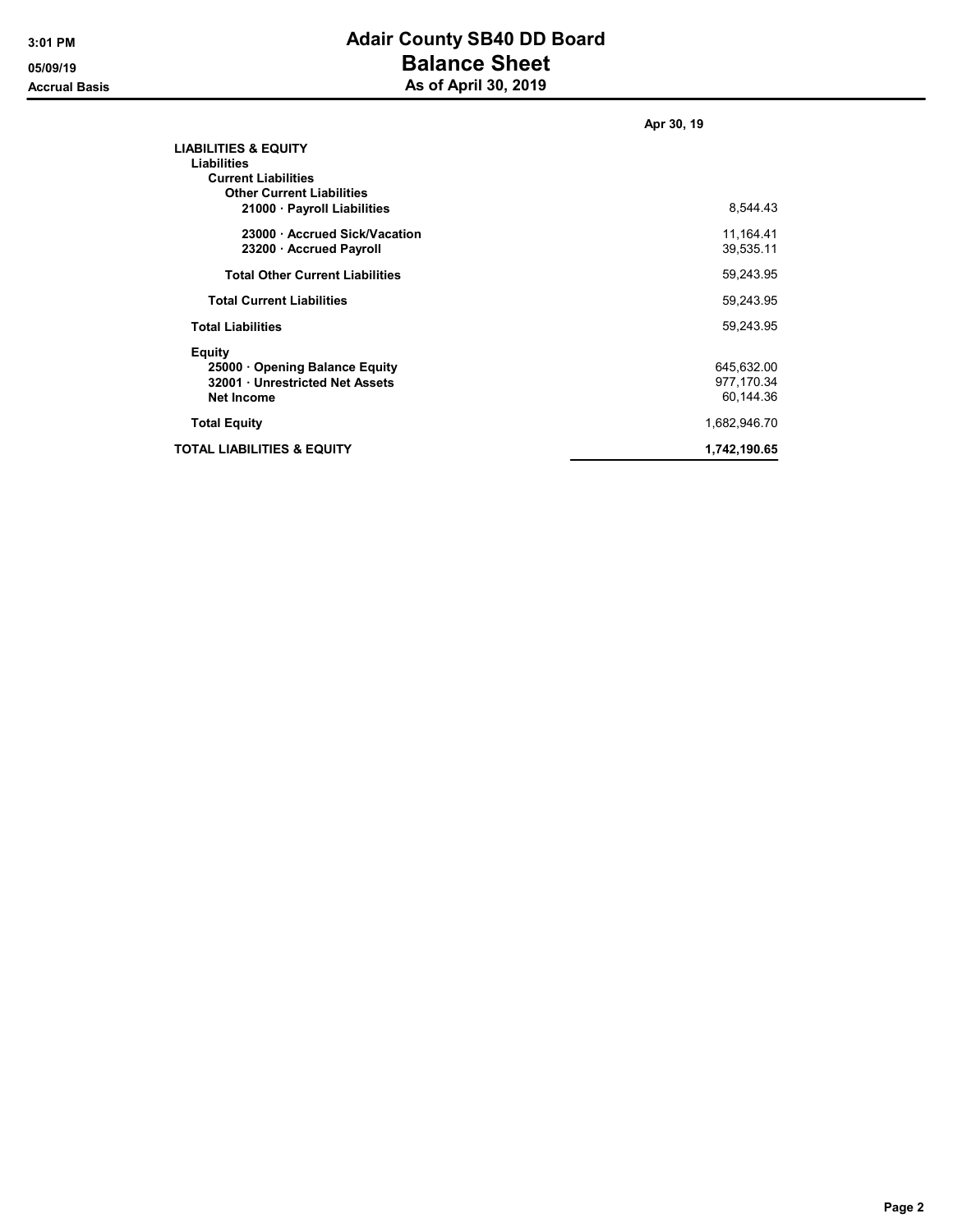# Adair County SB40 DD Board
## Balance Sheet
### As of April 30, 2019

3:01 PM
05/09/19
Accrual Basis

| | Apr 30, 19 |
|---|---|
| **LIABILITIES & EQUITY** | |
| **Liabilities** | |
| **Current Liabilities** | |
| **Other Current Liabilities** | |
| **21000 · Payroll Liabilities** | 8,544.43 |
| **23000 · Accrued Sick/Vacation** | 11,164.41 |
| **23200 · Accrued Payroll** | 39,535.11 |
| **Total Other Current Liabilities** | 59,243.95 |
| **Total Current Liabilities** | 59,243.95 |
| **Total Liabilities** | 59,243.95 |
| **Equity** | |
| **25000 · Opening Balance Equity** | 645,632.00 |
| **32001 · Unrestricted Net Assets** | 977,170.34 |
| **Net Income** | 60,144.36 |
| **Total Equity** | 1,682,946.70 |
| **TOTAL LIABILITIES & EQUITY** | **1,742,190.65** |